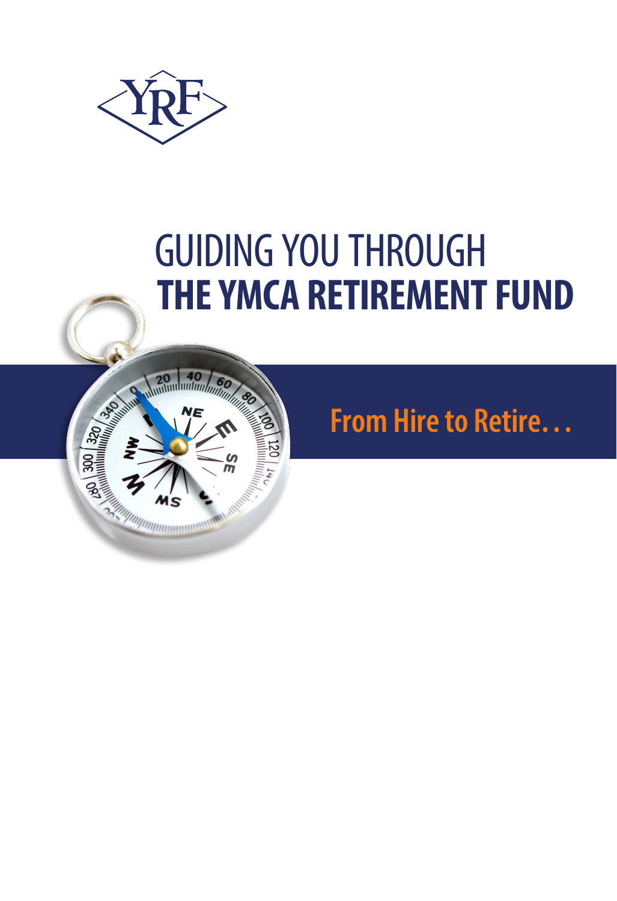YRF

# GUIDING YOU THROUGH **THE YMCA RETIREMENT FUND**

## From Hire to Retire…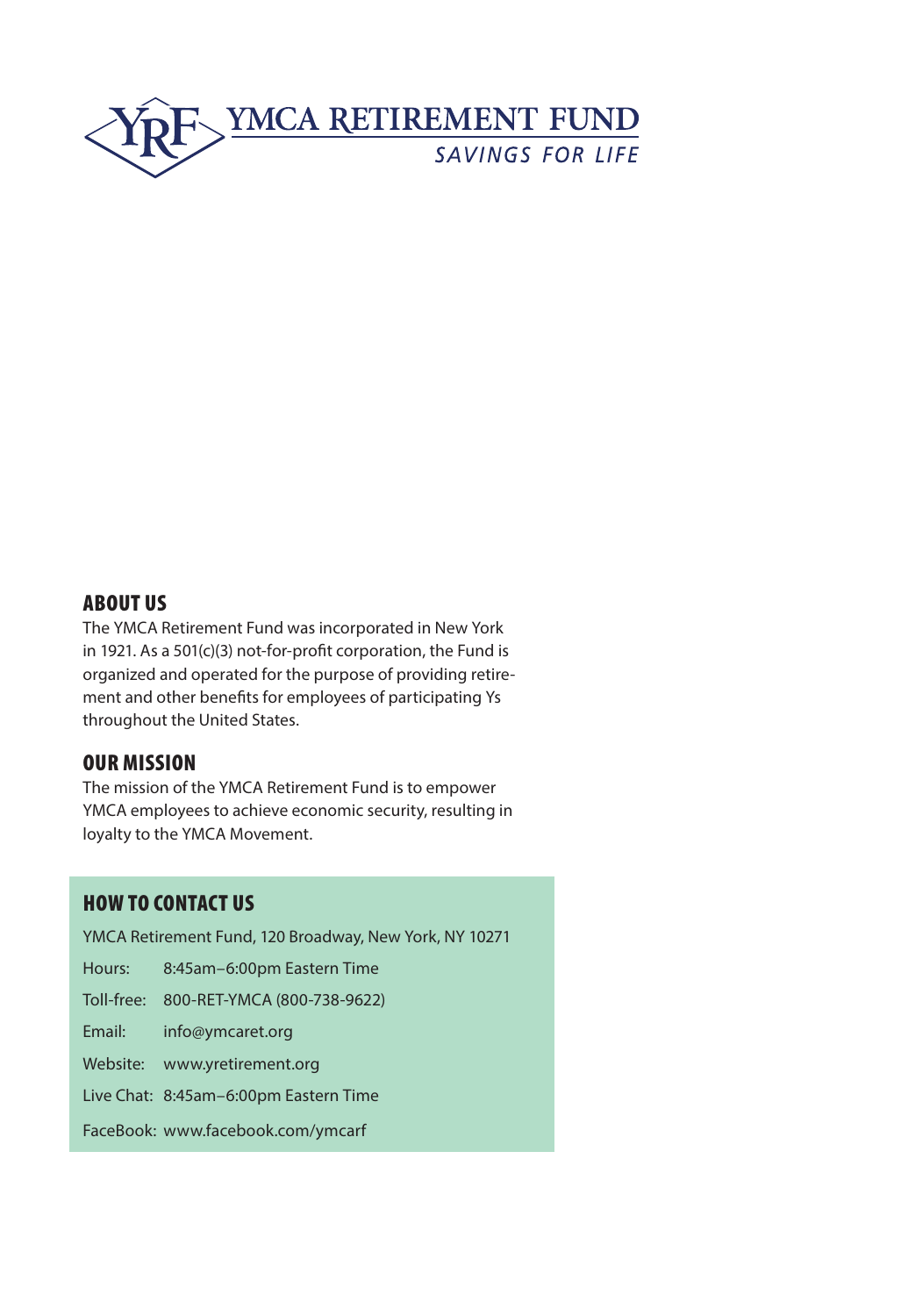YMCA RETIREMENT FUND

*SAVINGS FOR LIFE*

## ABOUT US

The YMCA Retirement Fund was incorporated in New York in 1921. As a 501(c)(3) not-for-profit corporation, the Fund is organized and operated for the purpose of providing retirement and other benefits for employees of participating Ys throughout the United States.

## OUR MISSION

The mission of the YMCA Retirement Fund is to empower YMCA employees to achieve economic security, resulting in loyalty to the YMCA Movement.

## HOW TO CONTACT US

YMCA Retirement Fund, 120 Broadway, New York, NY 10271

Hours: 8:45am–6:00pm Eastern Time

Toll-free: 800-RET-YMCA (800-738-9622)

Email: info@ymcaret.org

Website: www.yretirement.org

Live Chat: 8:45am–6:00pm Eastern Time

FaceBook: www.facebook.com/ymcarf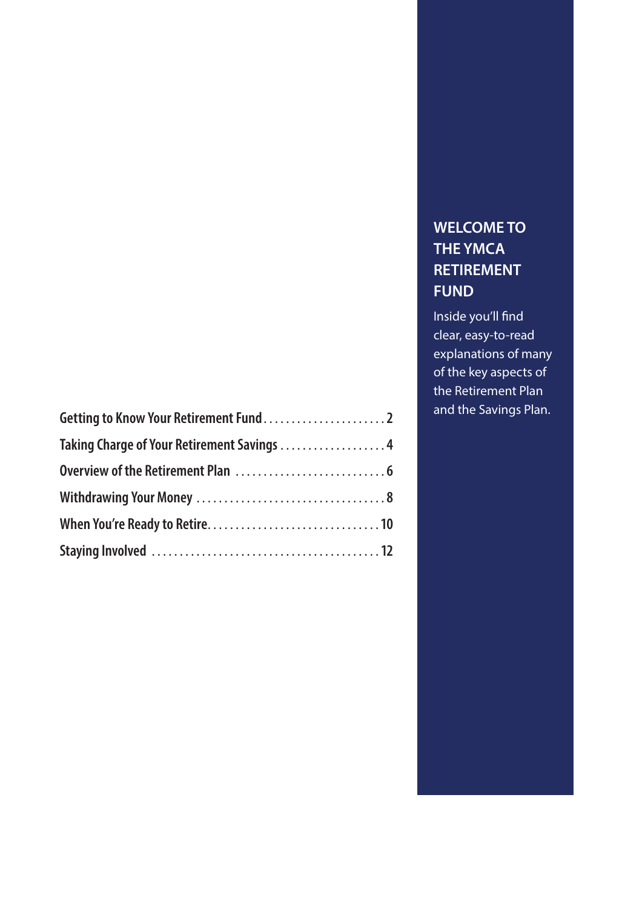## WELCOME TO THE YMCA RETIREMENT FUND

Inside you'll find clear, easy-to-read explanations of many of the key aspects of the Retirement Plan and the Savings Plan.

- Getting to Know Your Retirement Fund . . . . . . . . . . 2
- Taking Charge of Your Retirement Savings . . . . . . . . . . 4
- Overview of the Retirement Plan . . . . . . . . . . 6
- Withdrawing Your Money . . . . . . . . . . 8
- When You're Ready to Retire . . . . . . . . . . 10
- Staying Involved . . . . . . . . . . 12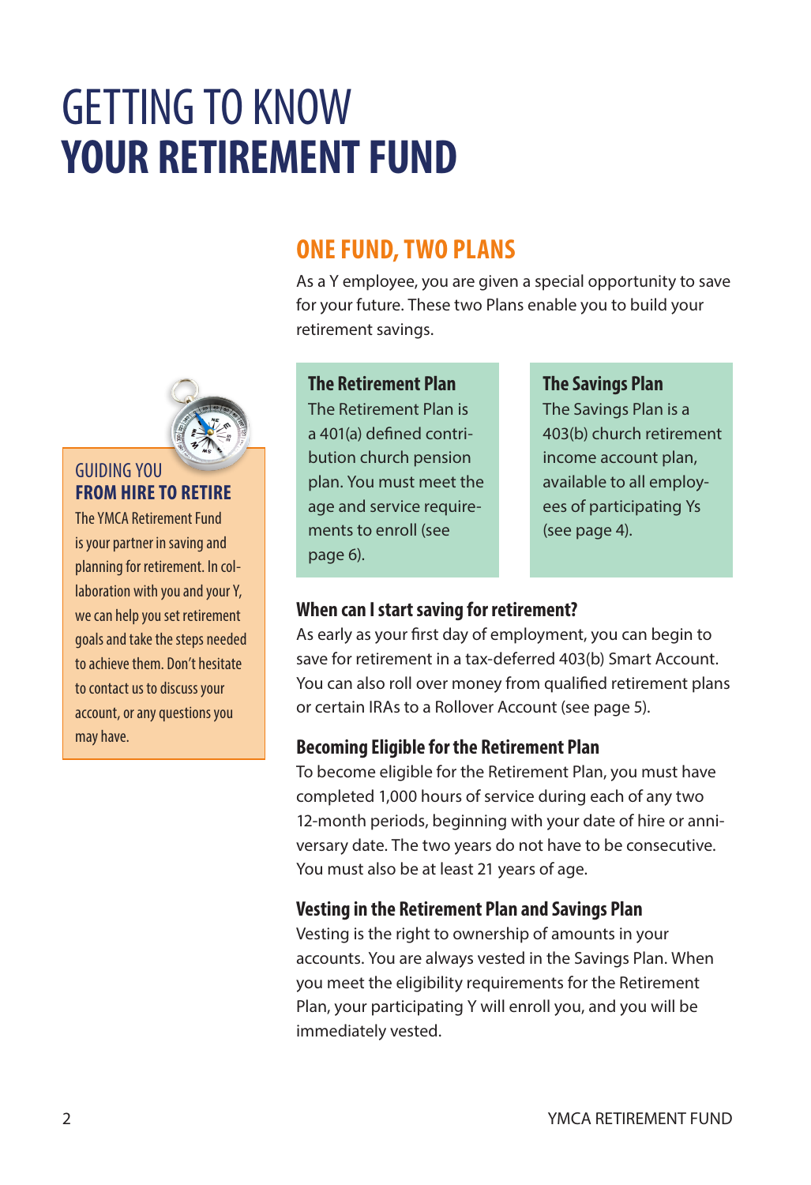# GETTING TO KNOW **YOUR RETIREMENT FUND**

## ONE FUND, TWO PLANS

As a Y employee, you are given a special opportunity to save for your future. These two Plans enable you to build your retirement savings.

### The Retirement Plan

The Retirement Plan is a 401(a) defined contribution church pension plan. You must meet the age and service requirements to enroll (see page 6).

### The Savings Plan

The Savings Plan is a 403(b) church retirement income account plan, available to all employees of participating Ys (see page 4).

### GUIDING YOU **FROM HIRE TO RETIRE**

The YMCA Retirement Fund is your partner in saving and planning for retirement. In collaboration with you and your Y, we can help you set retirement goals and take the steps needed to achieve them. Don't hesitate to contact us to discuss your account, or any questions you may have.

### When can I start saving for retirement?

As early as your first day of employment, you can begin to save for retirement in a tax-deferred 403(b) Smart Account. You can also roll over money from qualified retirement plans or certain IRAs to a Rollover Account (see page 5).

### Becoming Eligible for the Retirement Plan

To become eligible for the Retirement Plan, you must have completed 1,000 hours of service during each of any two 12-month periods, beginning with your date of hire or anniversary date. The two years do not have to be consecutive. You must also be at least 21 years of age.

### Vesting in the Retirement Plan and Savings Plan

Vesting is the right to ownership of amounts in your accounts. You are always vested in the Savings Plan. When you meet the eligibility requirements for the Retirement Plan, your participating Y will enroll you, and you will be immediately vested.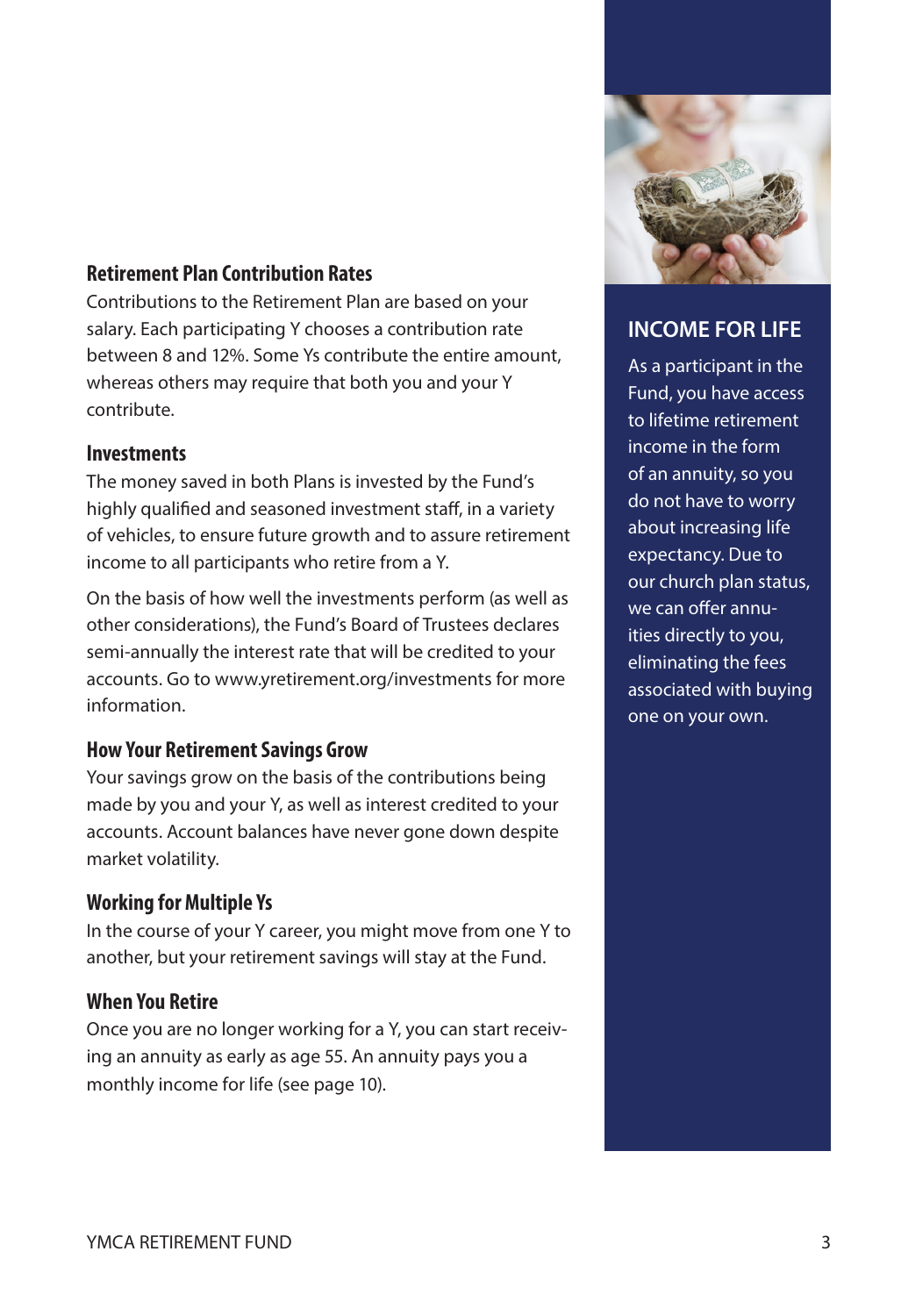## Retirement Plan Contribution Rates

Contributions to the Retirement Plan are based on your salary. Each participating Y chooses a contribution rate between 8 and 12%. Some Ys contribute the entire amount, whereas others may require that both you and your Y contribute.

## Investments

The money saved in both Plans is invested by the Fund's highly qualified and seasoned investment staff, in a variety of vehicles, to ensure future growth and to assure retirement income to all participants who retire from a Y.

On the basis of how well the investments perform (as well as other considerations), the Fund's Board of Trustees declares semi-annually the interest rate that will be credited to your accounts. Go to www.yretirement.org/investments for more information.

## How Your Retirement Savings Grow

Your savings grow on the basis of the contributions being made by you and your Y, as well as interest credited to your accounts. Account balances have never gone down despite market volatility.

## Working for Multiple Ys

In the course of your Y career, you might move from one Y to another, but your retirement savings will stay at the Fund.

## When You Retire

Once you are no longer working for a Y, you can start receiving an annuity as early as age 55. An annuity pays you a monthly income for life (see page 10).

## INCOME FOR LIFE

As a participant in the Fund, you have access to lifetime retirement income in the form of an annuity, so you do not have to worry about increasing life expectancy. Due to our church plan status, we can offer annuities directly to you, eliminating the fees associated with buying one on your own.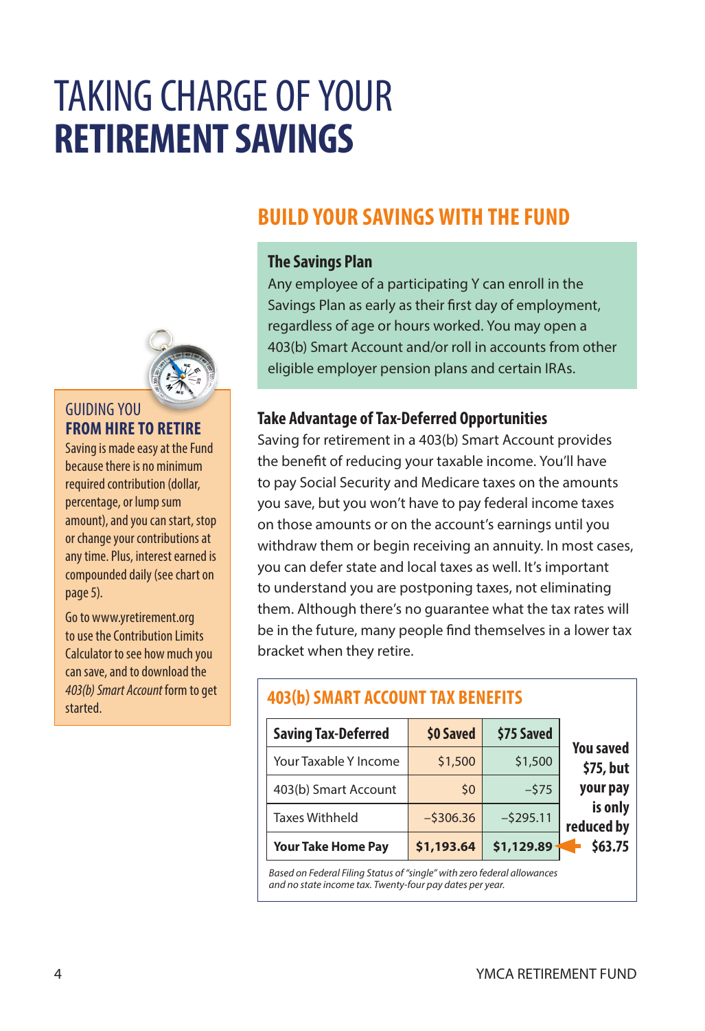# TAKING CHARGE OF YOUR **RETIREMENT SAVINGS**

## BUILD YOUR SAVINGS WITH THE FUND

### The Savings Plan

Any employee of a participating Y can enroll in the Savings Plan as early as their first day of employment, regardless of age or hours worked. You may open a 403(b) Smart Account and/or roll in accounts from other eligible employer pension plans and certain IRAs.

### Take Advantage of Tax-Deferred Opportunities

Saving for retirement in a 403(b) Smart Account provides the benefit of reducing your taxable income. You'll have to pay Social Security and Medicare taxes on the amounts you save, but you won't have to pay federal income taxes on those amounts or on the account's earnings until you withdraw them or begin receiving an annuity. In most cases, you can defer state and local taxes as well. It's important to understand you are postponing taxes, not eliminating them. Although there's no guarantee what the tax rates will be in the future, many people find themselves in a lower tax bracket when they retire.

### 403(b) SMART ACCOUNT TAX BENEFITS

| Saving Tax-Deferred | $0 Saved | $75 Saved |
|---|---|---|
| Your Taxable Y Income | $1,500 | $1,500 |
| 403(b) Smart Account | $0 | –$75 |
| Taxes Withheld | –$306.36 | –$295.11 |
| **Your Take Home Pay** | **$1,193.64** | **$1,129.89** |

**You saved $75, but your pay is only reduced by $63.75**

*Based on Federal Filing Status of "single" with zero federal allowances and no state income tax. Twenty-four pay dates per year.*

### GUIDING YOU **FROM HIRE TO RETIRE**

Saving is made easy at the Fund because there is no minimum required contribution (dollar, percentage, or lump sum amount), and you can start, stop or change your contributions at any time. Plus, interest earned is compounded daily (see chart on page 5).

Go to www.yretirement.org to use the Contribution Limits Calculator to see how much you can save, and to download the *403(b) Smart Account* form to get started.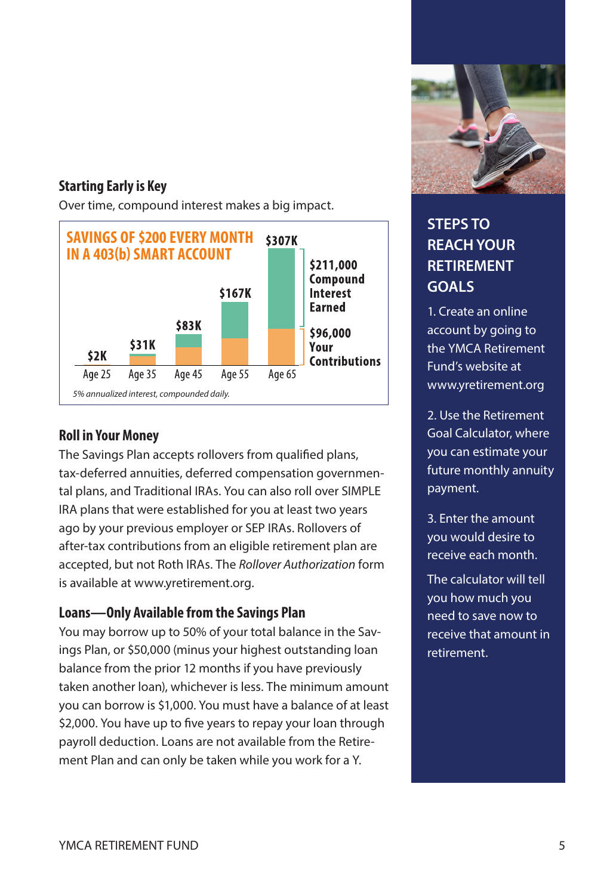## Starting Early is Key

Over time, compound interest makes a big impact.

**SAVINGS OF $200 EVERY MONTH IN A 403(b) SMART ACCOUNT**

| Age | Balance |
|---|---|
| Age 25 | $2K |
| Age 35 | $31K |
| Age 45 | $83K |
| Age 55 | $167K |
| Age 65 | $307K |

At Age 65: $211,000 Compound Interest Earned; $96,000 Your Contributions

*5% annualized interest, compounded daily.*

## Roll in Your Money

The Savings Plan accepts rollovers from qualified plans, tax-deferred annuities, deferred compensation governmental plans, and Traditional IRAs. You can also roll over SIMPLE IRA plans that were established for you at least two years ago by your previous employer or SEP IRAs. Rollovers of after-tax contributions from an eligible retirement plan are accepted, but not Roth IRAs. The *Rollover Authorization* form is available at www.yretirement.org.

## Loans—Only Available from the Savings Plan

You may borrow up to 50% of your total balance in the Savings Plan, or $50,000 (minus your highest outstanding loan balance from the prior 12 months if you have previously taken another loan), whichever is less. The minimum amount you can borrow is $1,000. You must have a balance of at least $2,000. You have up to five years to repay your loan through payroll deduction. Loans are not available from the Retirement Plan and can only be taken while you work for a Y.

## STEPS TO REACH YOUR RETIREMENT GOALS

1. Create an online account by going to the YMCA Retirement Fund's website at www.yretirement.org

2. Use the Retirement Goal Calculator, where you can estimate your future monthly annuity payment.

3. Enter the amount you would desire to receive each month.

The calculator will tell you how much you need to save now to receive that amount in retirement.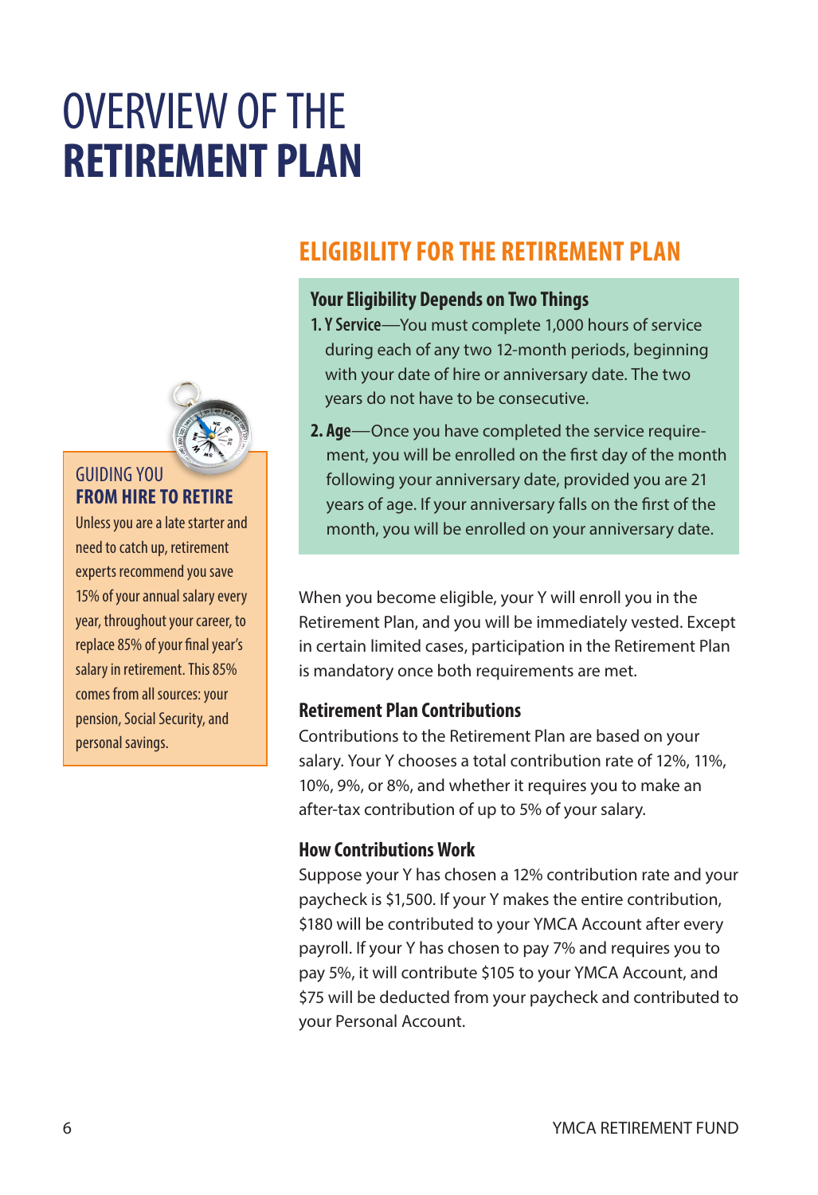# OVERVIEW OF THE **RETIREMENT PLAN**

## ELIGIBILITY FOR THE RETIREMENT PLAN

### Your Eligibility Depends on Two Things

1. **Y Service**—You must complete 1,000 hours of service during each of any two 12-month periods, beginning with your date of hire or anniversary date. The two years do not have to be consecutive.
2. **Age**—Once you have completed the service requirement, you will be enrolled on the first day of the month following your anniversary date, provided you are 21 years of age. If your anniversary falls on the first of the month, you will be enrolled on your anniversary date.

When you become eligible, your Y will enroll you in the Retirement Plan, and you will be immediately vested. Except in certain limited cases, participation in the Retirement Plan is mandatory once both requirements are met.

### Retirement Plan Contributions

Contributions to the Retirement Plan are based on your salary. Your Y chooses a total contribution rate of 12%, 11%, 10%, 9%, or 8%, and whether it requires you to make an after-tax contribution of up to 5% of your salary.

### How Contributions Work

Suppose your Y has chosen a 12% contribution rate and your paycheck is $1,500. If your Y makes the entire contribution, $180 will be contributed to your YMCA Account after every payroll. If your Y has chosen to pay 7% and requires you to pay 5%, it will contribute $105 to your YMCA Account, and $75 will be deducted from your paycheck and contributed to your Personal Account.

### GUIDING YOU **FROM HIRE TO RETIRE**

Unless you are a late starter and need to catch up, retirement experts recommend you save 15% of your annual salary every year, throughout your career, to replace 85% of your final year's salary in retirement. This 85% comes from all sources: your pension, Social Security, and personal savings.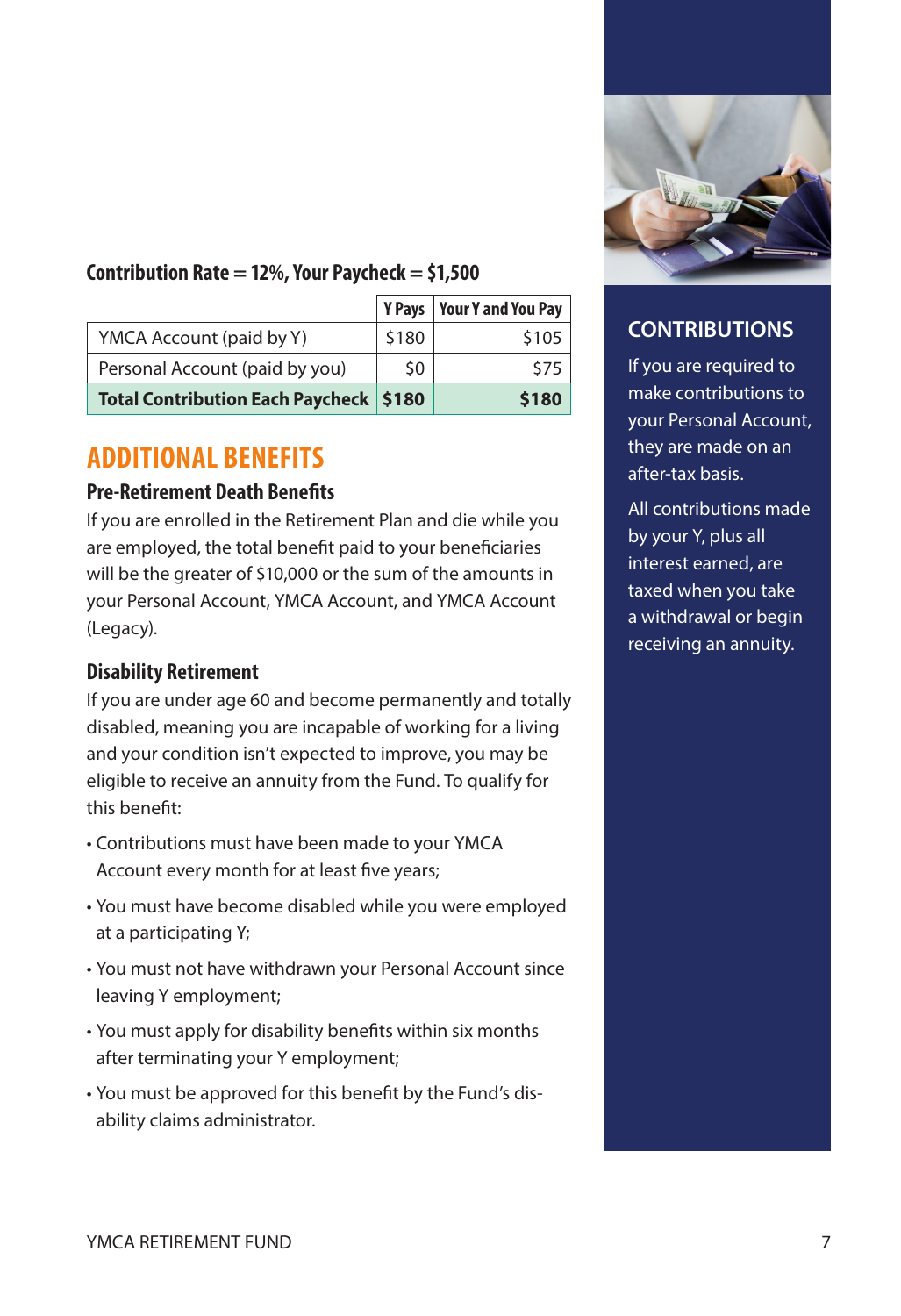**Contribution Rate = 12%, Your Paycheck = $1,500**

| | Y Pays | Your Y and You Pay |
|---|---|---|
| YMCA Account (paid by Y) | $180 | $105 |
| Personal Account (paid by you) | $0 | $75 |
| **Total Contribution Each Paycheck** | **$180** | **$180** |

## ADDITIONAL BENEFITS

### Pre-Retirement Death Benefits

If you are enrolled in the Retirement Plan and die while you are employed, the total benefit paid to your beneficiaries will be the greater of $10,000 or the sum of the amounts in your Personal Account, YMCA Account, and YMCA Account (Legacy).

### Disability Retirement

If you are under age 60 and become permanently and totally disabled, meaning you are incapable of working for a living and your condition isn't expected to improve, you may be eligible to receive an annuity from the Fund. To qualify for this benefit:

- Contributions must have been made to your YMCA Account every month for at least five years;
- You must have become disabled while you were employed at a participating Y;
- You must not have withdrawn your Personal Account since leaving Y employment;
- You must apply for disability benefits within six months after terminating your Y employment;
- You must be approved for this benefit by the Fund's disability claims administrator.

### CONTRIBUTIONS

If you are required to make contributions to your Personal Account, they are made on an after-tax basis.

All contributions made by your Y, plus all interest earned, are taxed when you take a withdrawal or begin receiving an annuity.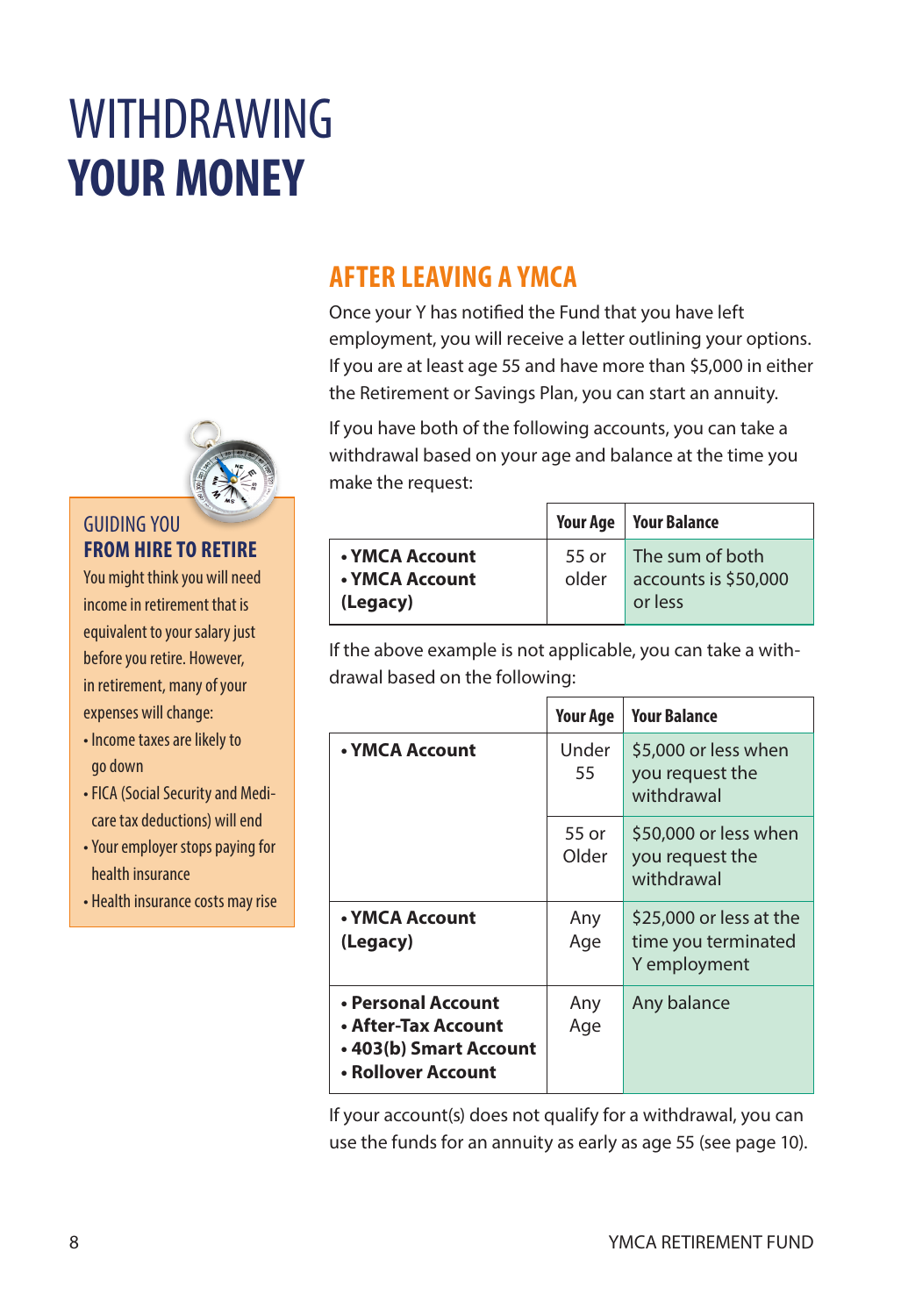# WITHDRAWING **YOUR MONEY**

## AFTER LEAVING A YMCA

Once your Y has notified the Fund that you have left employment, you will receive a letter outlining your options. If you are at least age 55 and have more than $5,000 in either the Retirement or Savings Plan, you can start an annuity.

If you have both of the following accounts, you can take a withdrawal based on your age and balance at the time you make the request:

| | Your Age | Your Balance |
|---|---|---|
| **• YMCA Account**<br>**• YMCA Account (Legacy)** | 55 or older | The sum of both accounts is $50,000 or less |

If the above example is not applicable, you can take a withdrawal based on the following:

| | Your Age | Your Balance |
|---|---|---|
| **• YMCA Account** | Under 55 | $5,000 or less when you request the withdrawal |
| | 55 or Older | $50,000 or less when you request the withdrawal |
| **• YMCA Account (Legacy)** | Any Age | $25,000 or less at the time you terminated Y employment |
| **• Personal Account**<br>**• After-Tax Account**<br>**• 403(b) Smart Account**<br>**• Rollover Account** | Any Age | Any balance |

If your account(s) does not qualify for a withdrawal, you can use the funds for an annuity as early as age 55 (see page 10).

### GUIDING YOU **FROM HIRE TO RETIRE**

You might think you will need income in retirement that is equivalent to your salary just before you retire. However, in retirement, many of your expenses will change:

- Income taxes are likely to go down
- FICA (Social Security and Medicare tax deductions) will end
- Your employer stops paying for health insurance
- Health insurance costs may rise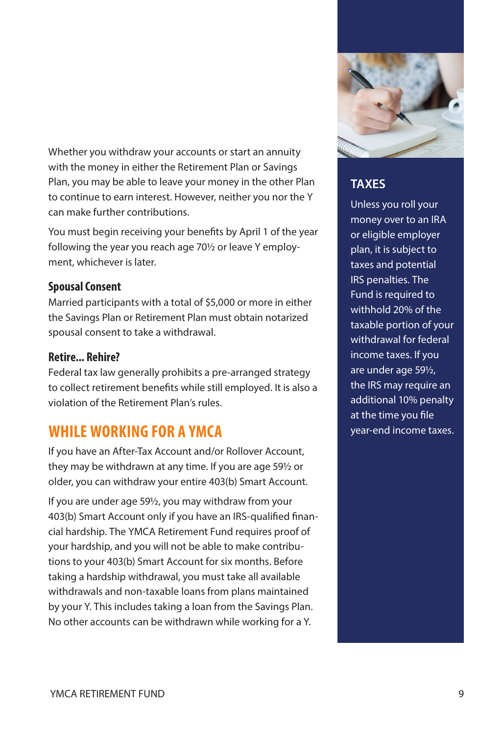Whether you withdraw your accounts or start an annuity with the money in either the Retirement Plan or Savings Plan, you may be able to leave your money in the other Plan to continue to earn interest. However, neither you nor the Y can make further contributions.

You must begin receiving your benefits by April 1 of the year following the year you reach age 70½ or leave Y employment, whichever is later.

### Spousal Consent

Married participants with a total of $5,000 or more in either the Savings Plan or Retirement Plan must obtain notarized spousal consent to take a withdrawal.

### Retire... Rehire?

Federal tax law generally prohibits a pre-arranged strategy to collect retirement benefits while still employed. It is also a violation of the Retirement Plan's rules.

## WHILE WORKING FOR A YMCA

If you have an After-Tax Account and/or Rollover Account, they may be withdrawn at any time. If you are age 59½ or older, you can withdraw your entire 403(b) Smart Account.

If you are under age 59½, you may withdraw from your 403(b) Smart Account only if you have an IRS-qualified financial hardship. The YMCA Retirement Fund requires proof of your hardship, and you will not be able to make contributions to your 403(b) Smart Account for six months. Before taking a hardship withdrawal, you must take all available withdrawals and non-taxable loans from plans maintained by your Y. This includes taking a loan from the Savings Plan. No other accounts can be withdrawn while working for a Y.

### TAXES

Unless you roll your money over to an IRA or eligible employer plan, it is subject to taxes and potential IRS penalties. The Fund is required to withhold 20% of the taxable portion of your withdrawal for federal income taxes. If you are under age 59½, the IRS may require an additional 10% penalty at the time you file year-end income taxes.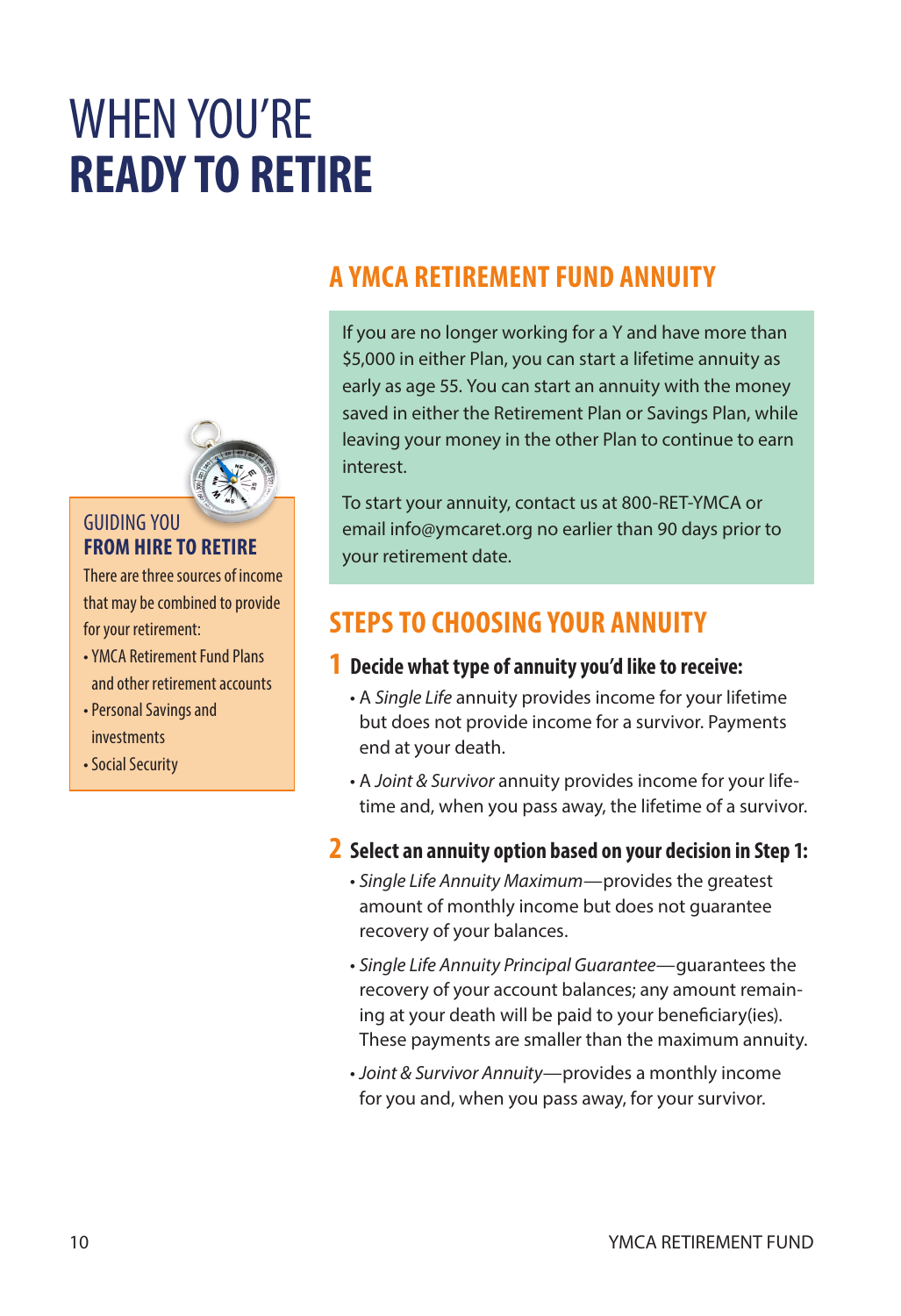# WHEN YOU'RE **READY TO RETIRE**

## A YMCA RETIREMENT FUND ANNUITY

If you are no longer working for a Y and have more than $5,000 in either Plan, you can start a lifetime annuity as early as age 55. You can start an annuity with the money saved in either the Retirement Plan or Savings Plan, while leaving your money in the other Plan to continue to earn interest.

To start your annuity, contact us at 800-RET-YMCA or email info@ymcaret.org no earlier than 90 days prior to your retirement date.

### GUIDING YOU **FROM HIRE TO RETIRE**

There are three sources of income that may be combined to provide for your retirement:

- YMCA Retirement Fund Plans and other retirement accounts
- Personal Savings and investments
- Social Security

## STEPS TO CHOOSING YOUR ANNUITY

### 1 Decide what type of annuity you'd like to receive:

- A *Single Life* annuity provides income for your lifetime but does not provide income for a survivor. Payments end at your death.
- A *Joint & Survivor* annuity provides income for your lifetime and, when you pass away, the lifetime of a survivor.

### 2 Select an annuity option based on your decision in Step 1:

- *Single Life Annuity Maximum*—provides the greatest amount of monthly income but does not guarantee recovery of your balances.
- *Single Life Annuity Principal Guarantee*—guarantees the recovery of your account balances; any amount remaining at your death will be paid to your beneficiary(ies). These payments are smaller than the maximum annuity.
- *Joint & Survivor Annuity*—provides a monthly income for you and, when you pass away, for your survivor.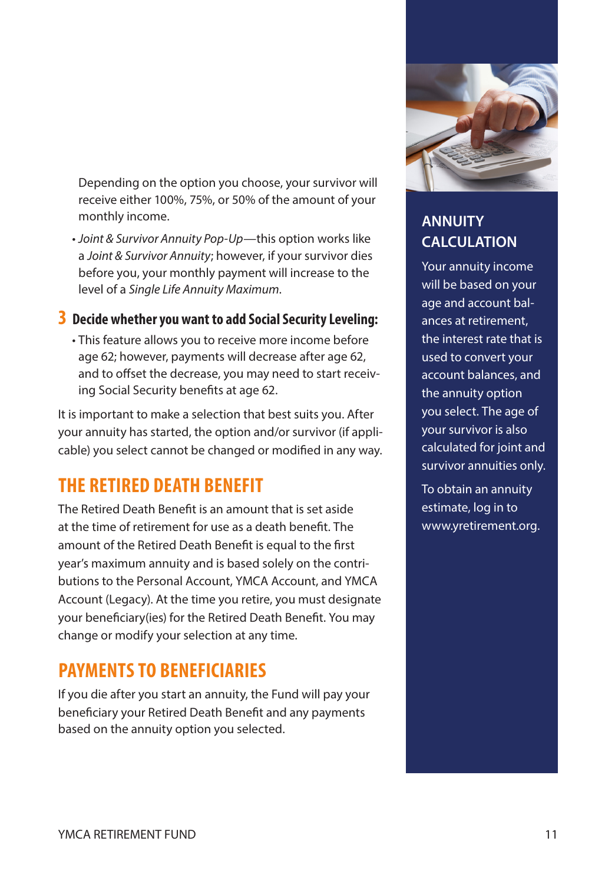Depending on the option you choose, your survivor will receive either 100%, 75%, or 50% of the amount of your monthly income.

- *Joint & Survivor Annuity Pop-Up*—this option works like a *Joint & Survivor Annuity*; however, if your survivor dies before you, your monthly payment will increase to the level of a *Single Life Annuity Maximum*.

**3 Decide whether you want to add Social Security Leveling:**

- This feature allows you to receive more income before age 62; however, payments will decrease after age 62, and to offset the decrease, you may need to start receiving Social Security benefits at age 62.

It is important to make a selection that best suits you. After your annuity has started, the option and/or survivor (if applicable) you select cannot be changed or modified in any way.

## THE RETIRED DEATH BENEFIT

The Retired Death Benefit is an amount that is set aside at the time of retirement for use as a death benefit. The amount of the Retired Death Benefit is equal to the first year's maximum annuity and is based solely on the contributions to the Personal Account, YMCA Account, and YMCA Account (Legacy). At the time you retire, you must designate your beneficiary(ies) for the Retired Death Benefit. You may change or modify your selection at any time.

## PAYMENTS TO BENEFICIARIES

If you die after you start an annuity, the Fund will pay your beneficiary your Retired Death Benefit and any payments based on the annuity option you selected.

### ANNUITY CALCULATION

Your annuity income will be based on your age and account balances at retirement, the interest rate that is used to convert your account balances, and the annuity option you select. The age of your survivor is also calculated for joint and survivor annuities only.

To obtain an annuity estimate, log in to www.yretirement.org.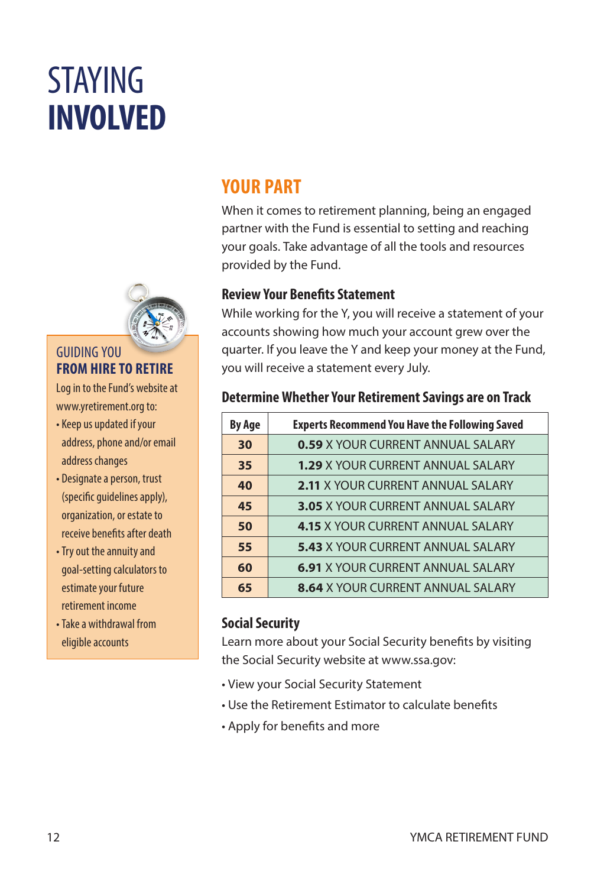# STAYING **INVOLVED**

## YOUR PART

When it comes to retirement planning, being an engaged partner with the Fund is essential to setting and reaching your goals. Take advantage of all the tools and resources provided by the Fund.

### Review Your Benefits Statement

While working for the Y, you will receive a statement of your accounts showing how much your account grew over the quarter. If you leave the Y and keep your money at the Fund, you will receive a statement every July.

### Determine Whether Your Retirement Savings are on Track

| By Age | Experts Recommend You Have the Following Saved |
|---|---|
| **30** | **0.59** X YOUR CURRENT ANNUAL SALARY |
| **35** | **1.29** X YOUR CURRENT ANNUAL SALARY |
| **40** | **2.11** X YOUR CURRENT ANNUAL SALARY |
| **45** | **3.05** X YOUR CURRENT ANNUAL SALARY |
| **50** | **4.15** X YOUR CURRENT ANNUAL SALARY |
| **55** | **5.43** X YOUR CURRENT ANNUAL SALARY |
| **60** | **6.91** X YOUR CURRENT ANNUAL SALARY |
| **65** | **8.64** X YOUR CURRENT ANNUAL SALARY |

### Social Security

Learn more about your Social Security benefits by visiting the Social Security website at www.ssa.gov:

- View your Social Security Statement
- Use the Retirement Estimator to calculate benefits
- Apply for benefits and more

### GUIDING YOU **FROM HIRE TO RETIRE**

Log in to the Fund's website at www.yretirement.org to:

- Keep us updated if your address, phone and/or email address changes
- Designate a person, trust (specific guidelines apply), organization, or estate to receive benefits after death
- Try out the annuity and goal-setting calculators to estimate your future retirement income
- Take a withdrawal from eligible accounts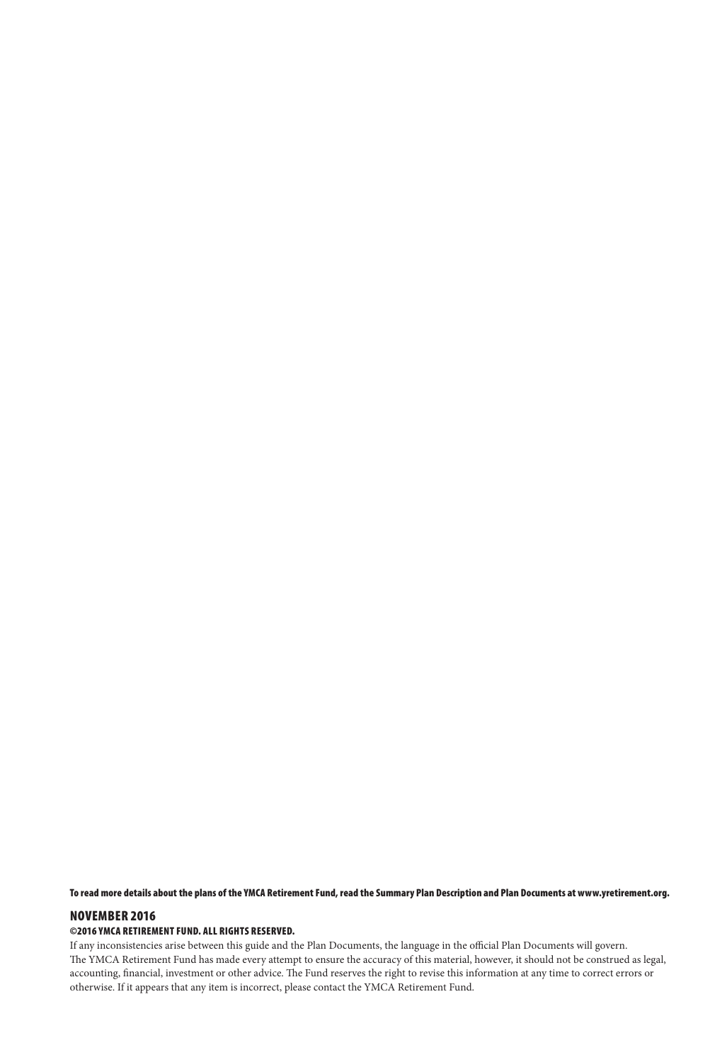**To read more details about the plans of the YMCA Retirement Fund, read the Summary Plan Description and Plan Documents at www.yretirement.org.**

**NOVEMBER 2016**

**©2016 YMCA RETIREMENT FUND. ALL RIGHTS RESERVED.**

If any inconsistencies arise between this guide and the Plan Documents, the language in the official Plan Documents will govern. The YMCA Retirement Fund has made every attempt to ensure the accuracy of this material, however, it should not be construed as legal, accounting, financial, investment or other advice. The Fund reserves the right to revise this information at any time to correct errors or otherwise. If it appears that any item is incorrect, please contact the YMCA Retirement Fund.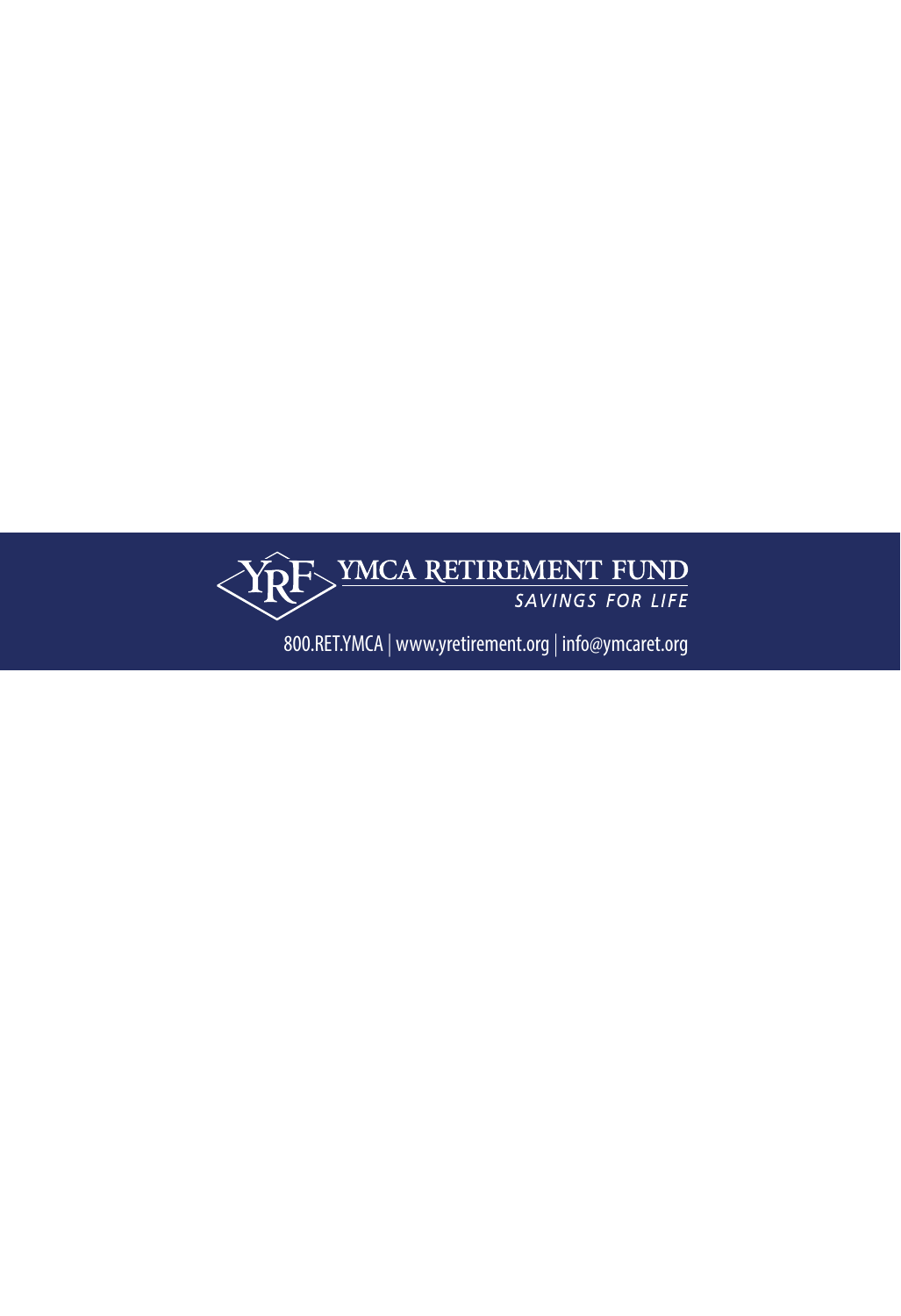YMCA RETIREMENT FUND

*SAVINGS FOR LIFE*

800.RET.YMCA | www.yretirement.org | info@ymcaret.org